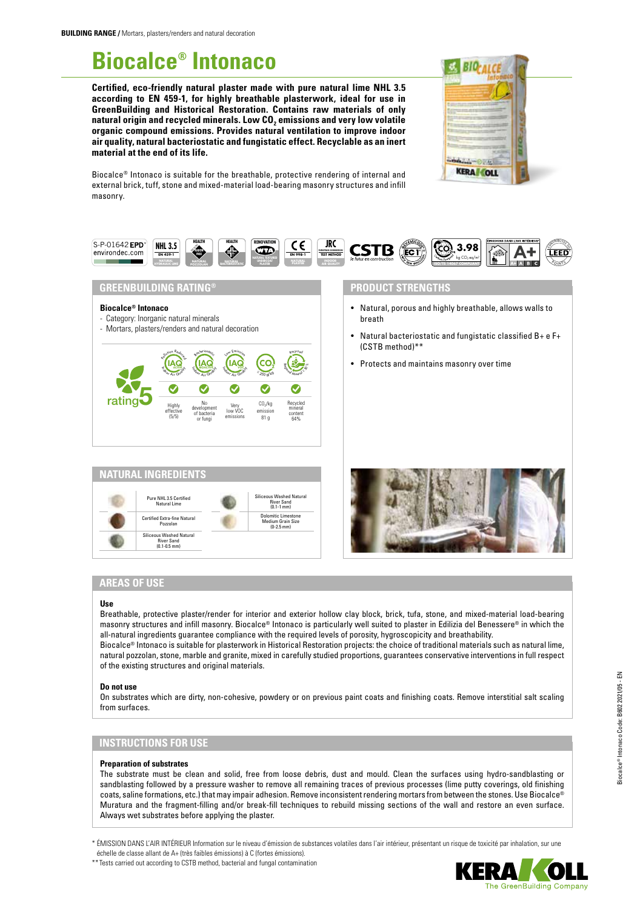**BUILDING RANGE /** Mortars, plasters/renders and natural decoration

# Biocalce® Intonaco

**Certified, eco-friendly natural plaster made with pure natural lime NHL 3.5 according to EN 459-1, for highly breathable plasterwork, ideal for use in GreenBuilding and Historical Restoration. Contains raw materials of only natural origin and recycled minerals. Low $CO_2$ emissions and very low volatile organic compound emissions. Provides natural ventilation to improve indoor air quality, natural bacteriostatic and fungistatic effect. Recyclable as an inert material at the end of its life.**

Biocalce® Intonaco is suitable for the breathable, protective rendering of internal and external brick, tuff, stone and mixed-material load-bearing masonry structures and infill masonry.

S-P-01642 EPD® environdec.com | NHL 3.5 EN 459-1 NATURAL HYDRAULIC LIME | HEALTH RADON FREE NATURAL POZZOLAN | HEALTH NATURAL BACTERIOSTATIC | RENOVATION WTA NATURAL TEXTURED UNDERCOAT PLASTER | CE EN 998-1 NATURAL PLASTER | JRC EUROPEAN COMMISSION TEST METHOD INDOOR AIR QUALITY | CSTB le futur en construction | EMICODE EC1 very low emission | $CO_2$ 3.98 kg $CO_2$ eq/m² ISO/TS 14067 COMPLIANT | ÉMISSIONS DANS L'AIR INTÉRIEUR* A+ | LEED CONTRIBUTES POINTS

## GREENBUILDING RATING®

**Biocalce® Intonaco**
- Category: Inorganic natural minerals
- Mortars, plasters/renders and natural decoration

rating 5

| Pollution Reduced IAQ Active Indoor Air Quality | Bacteriostatic IAQ Bioactive Indoor Air Quality | Low Emission IAQ VOC Indoor Air Quality | $CO_2$ < 250 g/kg | Recycled Regional Mineral ≥ 30 % |
|---|---|---|---|---|
| ✓ | ✓ | ✓ | ✓ | ✓ |
| Highly effective (5/5) | No development of bacteria or fungi | Very low VOC emissions | $CO_2$/kg emission 81 g | Recycled mineral content 64% |

## PRODUCT STRENGTHS

- Natural, porous and highly breathable, allows walls to breath
- Natural bacteriostatic and fungistatic classified B+ e F+ (CSTB method)**
- Protects and maintains masonry over time

## NATURAL INGREDIENTS

- Pure NHL 3.5 Certified Natural Lime
- Certified Extra-fine Natural Pozzolan
- Siliceous Washed Natural River Sand (0.1-0.5 mm)
- Siliceous Washed Natural River Sand (0.1-1 mm)
- Dolomitic Limestone Medium Grain Size (0-2.5 mm)

## AREAS OF USE

**Use**

Breathable, protective plaster/render for interior and exterior hollow clay block, brick, tufa, stone, and mixed-material load-bearing masonry structures and infill masonry. Biocalce® Intonaco is particularly well suited to plaster in Edilizia del Benessere® in which the all-natural ingredients guarantee compliance with the required levels of porosity, hygroscopicity and breathability.

Biocalce® Intonaco is suitable for plasterwork in Historical Restoration projects: the choice of traditional materials such as natural lime, natural pozzolan, stone, marble and granite, mixed in carefully studied proportions, guarantees conservative interventions in full respect of the existing structures and original materials.

**Do not use**

On substrates which are dirty, non-cohesive, powdery or on previous paint coats and finishing coats. Remove interstitial salt scaling from surfaces.

## INSTRUCTIONS FOR USE

**Preparation of substrates**

The substrate must be clean and solid, free from loose debris, dust and mould. Clean the surfaces using hydro-sandblasting or sandblasting followed by a pressure washer to remove all remaining traces of previous processes (lime putty coverings, old finishing coats, saline formations, etc.) that may impair adhesion. Remove inconsistent rendering mortars from between the stones. Use Biocalce® Muratura and the fragment-filling and/or break-fill techniques to rebuild missing sections of the wall and restore an even surface. Always wet substrates before applying the plaster.

\* ÉMISSION DANS L'AIR INTÉRIEUR Information sur le niveau d'émission de substances volatiles dans l'air intérieur, présentant un risque de toxicité par inhalation, sur une échelle de classe allant de A+ (très faibles émissions) à C (fortes émissions).

\*\* Tests carried out according to CSTB method, bacterial and fungal contamination

Biocalce® Intonaco Code: B602 2021/05 - EN

KERAKOLL The GreenBuilding Company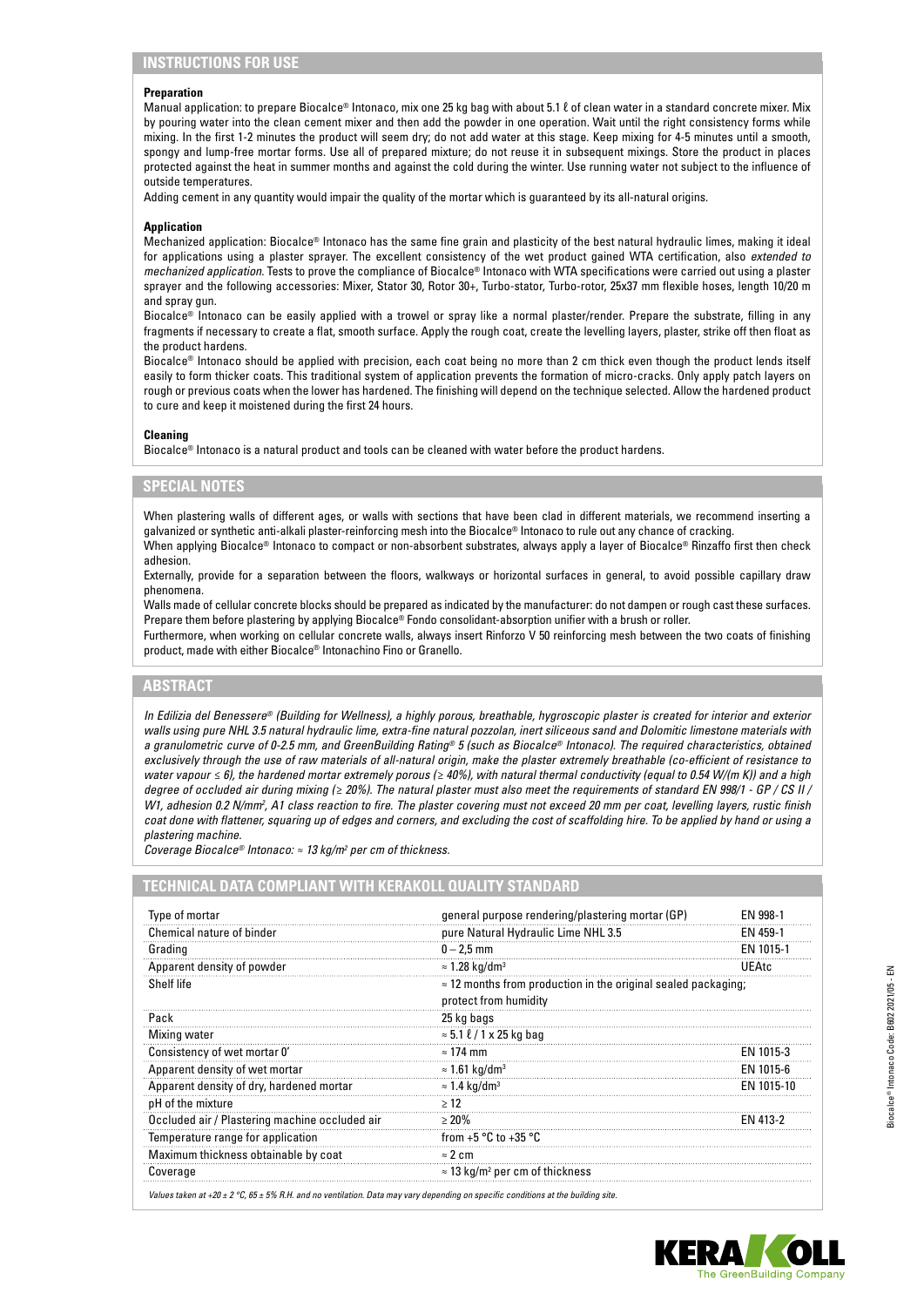## INSTRUCTIONS FOR USE

**Preparation**

Manual application: to prepare Biocalce® Intonaco, mix one 25 kg bag with about 5.1 ℓ of clean water in a standard concrete mixer. Mix by pouring water into the clean cement mixer and then add the powder in one operation. Wait until the right consistency forms while mixing. In the first 1-2 minutes the product will seem dry; do not add water at this stage. Keep mixing for 4-5 minutes until a smooth, spongy and lump-free mortar forms. Use all of prepared mixture; do not reuse it in subsequent mixings. Store the product in places protected against the heat in summer months and against the cold during the winter. Use running water not subject to the influence of outside temperatures.

Adding cement in any quantity would impair the quality of the mortar which is guaranteed by its all-natural origins.

**Application**

Mechanized application: Biocalce® Intonaco has the same fine grain and plasticity of the best natural hydraulic limes, making it ideal for applications using a plaster sprayer. The excellent consistency of the wet product gained WTA certification, also *extended to mechanized application*. Tests to prove the compliance of Biocalce® Intonaco with WTA specifications were carried out using a plaster sprayer and the following accessories: Mixer, Stator 30, Rotor 30+, Turbo-stator, Turbo-rotor, 25x37 mm flexible hoses, length 10/20 m and spray gun.

Biocalce® Intonaco can be easily applied with a trowel or spray like a normal plaster/render. Prepare the substrate, filling in any fragments if necessary to create a flat, smooth surface. Apply the rough coat, create the levelling layers, plaster, strike off then float as the product hardens.

Biocalce® Intonaco should be applied with precision, each coat being no more than 2 cm thick even though the product lends itself easily to form thicker coats. This traditional system of application prevents the formation of micro-cracks. Only apply patch layers on rough or previous coats when the lower has hardened. The finishing will depend on the technique selected. Allow the hardened product to cure and keep it moistened during the first 24 hours.

**Cleaning**

Biocalce® Intonaco is a natural product and tools can be cleaned with water before the product hardens.

## SPECIAL NOTES

When plastering walls of different ages, or walls with sections that have been clad in different materials, we recommend inserting a galvanized or synthetic anti-alkali plaster-reinforcing mesh into the Biocalce® Intonaco to rule out any chance of cracking.

When applying Biocalce® Intonaco to compact or non-absorbent substrates, always apply a layer of Biocalce® Rinzaffo first then check adhesion.

Externally, provide for a separation between the floors, walkways or horizontal surfaces in general, to avoid possible capillary draw phenomena.

Walls made of cellular concrete blocks should be prepared as indicated by the manufacturer: do not dampen or rough cast these surfaces. Prepare them before plastering by applying Biocalce® Fondo consolidant-absorption unifier with a brush or roller.

Furthermore, when working on cellular concrete walls, always insert Rinforzo V 50 reinforcing mesh between the two coats of finishing product, made with either Biocalce® Intonachino Fino or Granello.

## ABSTRACT

*In Edilizia del Benessere® (Building for Wellness), a highly porous, breathable, hygroscopic plaster is created for interior and exterior walls using pure NHL 3.5 natural hydraulic lime, extra-fine natural pozzolan, inert siliceous sand and Dolomitic limestone materials with a granulometric curve of 0-2.5 mm, and GreenBuilding Rating® 5 (such as Biocalce® Intonaco). The required characteristics, obtained exclusively through the use of raw materials of all-natural origin, make the plaster extremely breathable (co-efficient of resistance to water vapour ≤ 6), the hardened mortar extremely porous (≥ 40%), with natural thermal conductivity (equal to 0.54 W/(m K)) and a high degree of occluded air during mixing (≥ 20%). The natural plaster must also meet the requirements of standard EN 998/1 - GP / CS II / W1, adhesion 0.2 N/mm², A1 class reaction to fire. The plaster covering must not exceed 20 mm per coat, levelling layers, rustic finish coat done with flattener, squaring up of edges and corners, and excluding the cost of scaffolding hire. To be applied by hand or using a plastering machine.*

*Coverage Biocalce® Intonaco: ≈ 13 kg/m² per cm of thickness.*

## TECHNICAL DATA COMPLIANT WITH KERAKOLL QUALITY STANDARD

| | | |
|---|---|---|
| Type of mortar | general purpose rendering/plastering mortar (GP) | EN 998-1 |
| Chemical nature of binder | pure Natural Hydraulic Lime NHL 3.5 | EN 459-1 |
| Grading | 0 – 2,5 mm | EN 1015-1 |
| Apparent density of powder | ≈ 1.28 kg/dm³ | UEAtc |
| Shelf life | ≈ 12 months from production in the original sealed packaging; protect from humidity | |
| Pack | 25 kg bags | |
| Mixing water | ≈ 5.1 ℓ / 1 x 25 kg bag | |
| Consistency of wet mortar 0' | ≈ 174 mm | EN 1015-3 |
| Apparent density of wet mortar | ≈ 1.61 kg/dm³ | EN 1015-6 |
| Apparent density of dry, hardened mortar | ≈ 1.4 kg/dm³ | EN 1015-10 |
| pH of the mixture | ≥ 12 | |
| Occluded air / Plastering machine occluded air | ≥ 20% | EN 413-2 |
| Temperature range for application | from +5 °C to +35 °C | |
| Maximum thickness obtainable by coat | ≈ 2 cm | |
| Coverage | ≈ 13 kg/m² per cm of thickness | |

*Values taken at +20 ± 2 °C, 65 ± 5% R.H. and no ventilation. Data may vary depending on specific conditions at the building site.*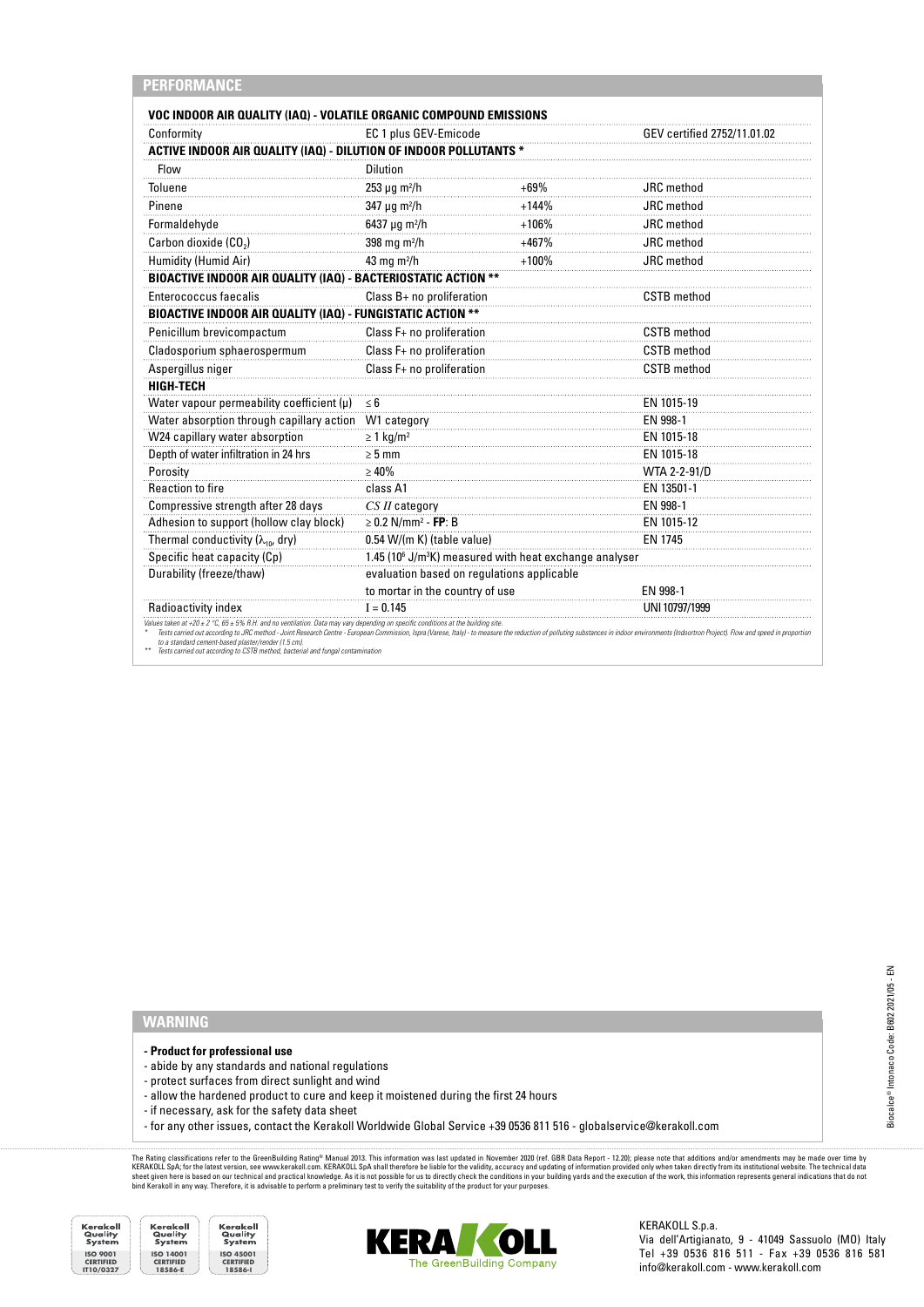## PERFORMANCE

| | | | |
|---|---|---|---|
| **VOC INDOOR AIR QUALITY (IAQ) - VOLATILE ORGANIC COMPOUND EMISSIONS** | | | |
| Conformity | EC 1 plus GEV-Emicode | | GEV certified 2752/11.01.02 |
| **ACTIVE INDOOR AIR QUALITY (IAQ) - DILUTION OF INDOOR POLLUTANTS *** | | | |
| Flow | Dilution | | |
| Toluene | 253 μg m²/h | +69% | JRC method |
| Pinene | 347 μg m²/h | +144% | JRC method |
| Formaldehyde | 6437 μg m²/h | +106% | JRC method |
| Carbon dioxide ($CO_2$) | 398 mg m²/h | +467% | JRC method |
| Humidity (Humid Air) | 43 mg m²/h | +100% | JRC method |
| **BIOACTIVE INDOOR AIR QUALITY (IAQ) - BACTERIOSTATIC ACTION **** | | | |
| Enterococcus faecalis | Class B+ no proliferation | | CSTB method |
| **BIOACTIVE INDOOR AIR QUALITY (IAQ) - FUNGISTATIC ACTION **** | | | |
| Penicillum brevicompactum | Class F+ no proliferation | | CSTB method |
| Cladosporium sphaerospermum | Class F+ no proliferation | | CSTB method |
| Aspergillus niger | Class F+ no proliferation | | CSTB method |
| **HIGH-TECH** | | | |
| Water vapour permeability coefficient (μ) | ≤ 6 | | EN 1015-19 |
| Water absorption through capillary action | W1 category | | EN 998-1 |
| W24 capillary water absorption | ≥ 1 kg/m² | | EN 1015-18 |
| Depth of water infiltration in 24 hrs | ≥ 5 mm | | EN 1015-18 |
| Porosity | ≥ 40% | | WTA 2-2-91/D |
| Reaction to fire | class A1 | | EN 13501-1 |
| Compressive strength after 28 days | *CS II* category | | EN 998-1 |
| Adhesion to support (hollow clay block) | ≥ 0.2 N/mm² - **FP**: B | | EN 1015-12 |
| Thermal conductivity ($\lambda_{10}$, dry) | 0.54 W/(m K) (table value) | | EN 1745 |
| Specific heat capacity (Cp) | 1.45 ($10^6$ J/m³K) measured with heat exchange analyser | | |
| Durability (freeze/thaw) | evaluation based on regulations applicable to mortar in the country of use | | EN 998-1 |
| Radioactivity index | I = 0.145 | | UNI 10797/1999 |

*Values taken at +20 ± 2 °C, 65 ± 5% R.H. and no ventilation. Data may vary depending on specific conditions at the building site.*

\* Tests carried out according to JRC method - Joint Research Centre - European Commission, Ispra (Varese, Italy) - to measure the reduction of polluting substances in indoor environments (Indoortron Project). Flow and speed in proportion to a standard cement-based plaster/render (1.5 cm).

\*\* Tests carried out according to CSTB method, bacterial and fungal contamination

## WARNING

- **Product for professional use**
- abide by any standards and national regulations
- protect surfaces from direct sunlight and wind
- allow the hardened product to cure and keep it moistened during the first 24 hours
- if necessary, ask for the safety data sheet
- for any other issues, contact the Kerakoll Worldwide Global Service +39 0536 811 516 - globalservice@kerakoll.com

The Rating classifications refer to the GreenBuilding Rating® Manual 2013. This information was last updated in November 2020 (ref. GBR Data Report - 12.20); please note that additions and/or amendments may be made over time by KERAKOLL SpA; for the latest version, see www.kerakoll.com. KERAKOLL SpA shall therefore be liable for the validity, accuracy and updating of information provided only when taken directly from its institutional website. The technical data sheet given here is based on our technical and practical knowledge. As it is not possible for us to directly check the conditions in your building yards and the execution of the work, this information represents general indications that do not bind Kerakoll in any way. Therefore, it is advisable to perform a preliminary test to verify the suitability of the product for your purposes.

Biocalce® Intonaco Code: B602 2021/05 - EN

Kerakoll Quality System ISO 9001 CERTIFIED IT10/0327 — Kerakoll Quality System ISO 14001 CERTIFIED 18586-E — Kerakoll Quality System ISO 45001 CERTIFIED 18586-I

KERAKOLL The GreenBuilding Company

KERAKOLL S.p.a.
Via dell'Artigianato, 9 - 41049 Sassuolo (MO) Italy
Tel +39 0536 816 511 - Fax +39 0536 816 581
info@kerakoll.com - www.kerakoll.com